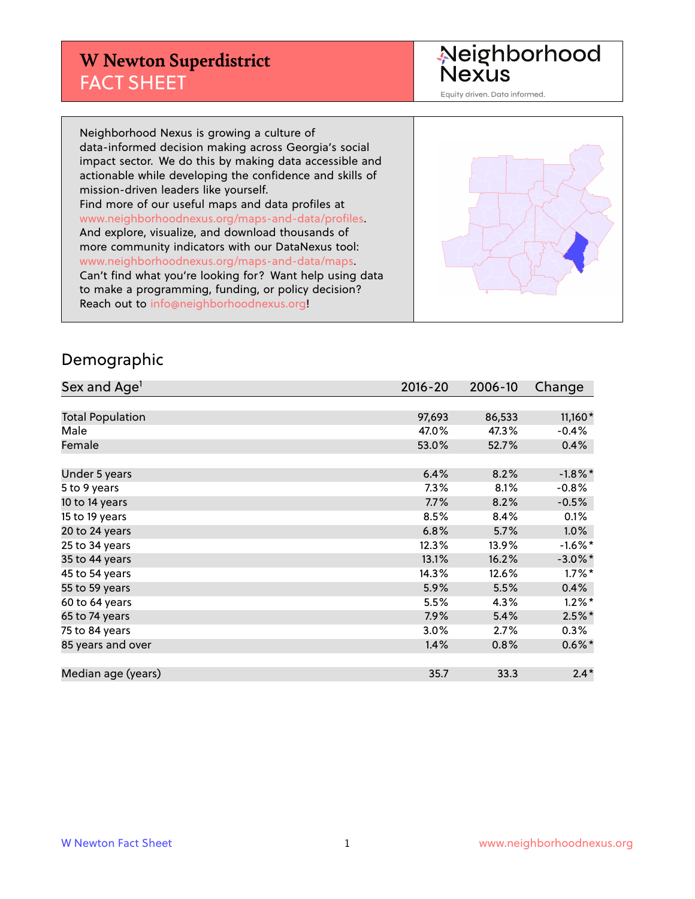# W Newton Superdistrict
## FACT SHEET

Neighborhood Nexus
Equity driven. Data informed.

Neighborhood Nexus is growing a culture of data-informed decision making across Georgia's social impact sector. We do this by making data accessible and actionable while developing the confidence and skills of mission-driven leaders like yourself.
Find more of our useful maps and data profiles at www.neighborhoodnexus.org/maps-and-data/profiles.
And explore, visualize, and download thousands of more community indicators with our DataNexus tool: www.neighborhoodnexus.org/maps-and-data/maps.
Can't find what you're looking for? Want help using data to make a programming, funding, or policy decision? Reach out to info@neighborhoodnexus.org!

## Demographic

| Sex and Age[1] | 2016-20 | 2006-10 | Change |
|---|---|---|---|
| Total Population | 97,693 | 86,533 | 11,160* |
| Male | 47.0% | 47.3% | -0.4% |
| Female | 53.0% | 52.7% | 0.4% |
| | | | |
| Under 5 years | 6.4% | 8.2% | -1.8%* |
| 5 to 9 years | 7.3% | 8.1% | -0.8% |
| 10 to 14 years | 7.7% | 8.2% | -0.5% |
| 15 to 19 years | 8.5% | 8.4% | 0.1% |
| 20 to 24 years | 6.8% | 5.7% | 1.0% |
| 25 to 34 years | 12.3% | 13.9% | -1.6%* |
| 35 to 44 years | 13.1% | 16.2% | -3.0%* |
| 45 to 54 years | 14.3% | 12.6% | 1.7%* |
| 55 to 59 years | 5.9% | 5.5% | 0.4% |
| 60 to 64 years | 5.5% | 4.3% | 1.2%* |
| 65 to 74 years | 7.9% | 5.4% | 2.5%* |
| 75 to 84 years | 3.0% | 2.7% | 0.3% |
| 85 years and over | 1.4% | 0.8% | 0.6%* |
| | | | |
| Median age (years) | 35.7 | 33.3 | 2.4* |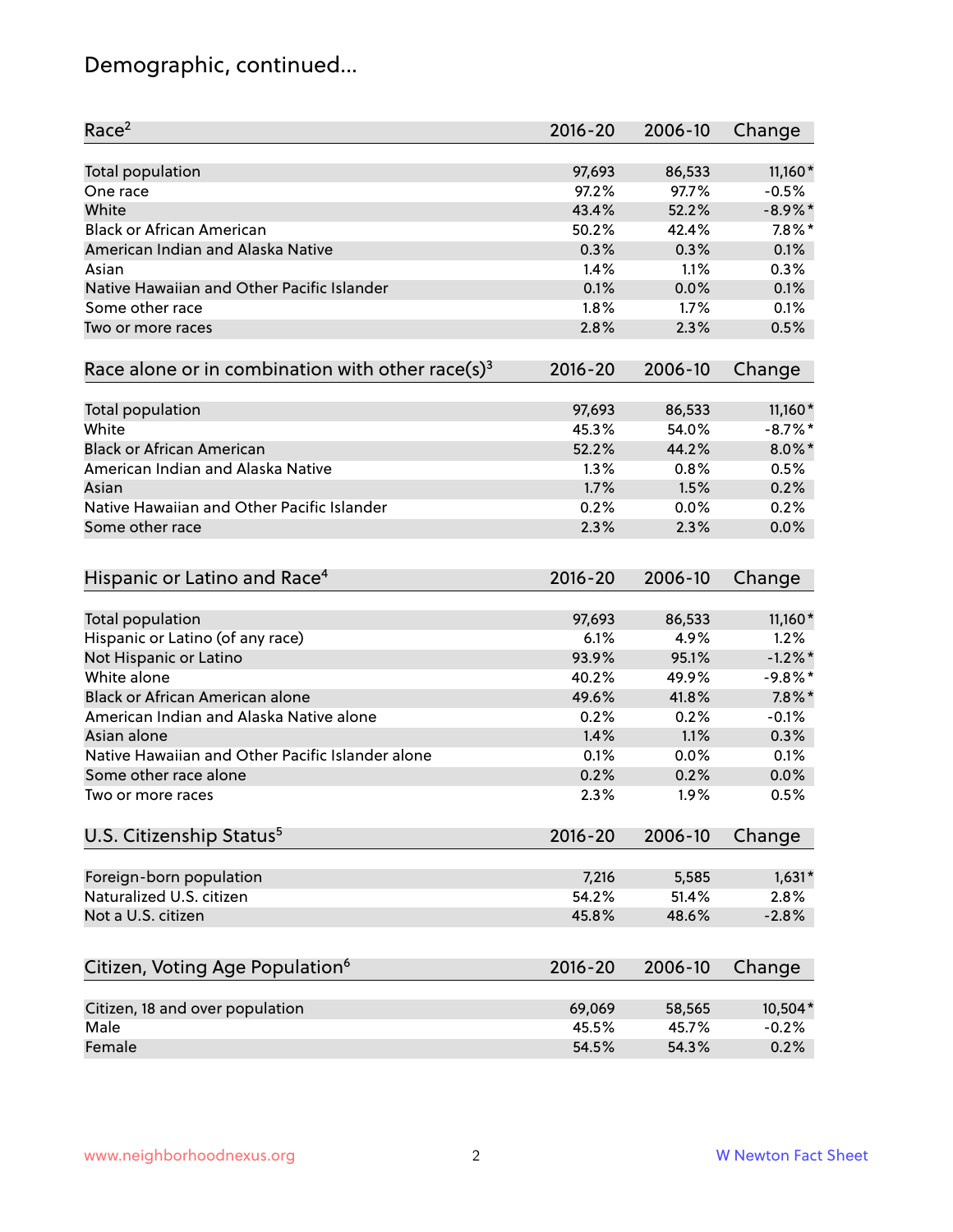# Demographic, continued...

| Race[2] | 2016-20 | 2006-10 | Change |
|---|---|---|---|
| Total population | 97,693 | 86,533 | 11,160* |
| One race | 97.2% | 97.7% | -0.5% |
| White | 43.4% | 52.2% | -8.9%* |
| Black or African American | 50.2% | 42.4% | 7.8%* |
| American Indian and Alaska Native | 0.3% | 0.3% | 0.1% |
| Asian | 1.4% | 1.1% | 0.3% |
| Native Hawaiian and Other Pacific Islander | 0.1% | 0.0% | 0.1% |
| Some other race | 1.8% | 1.7% | 0.1% |
| Two or more races | 2.8% | 2.3% | 0.5% |

| Race alone or in combination with other race(s)[3] | 2016-20 | 2006-10 | Change |
|---|---|---|---|
| Total population | 97,693 | 86,533 | 11,160* |
| White | 45.3% | 54.0% | -8.7%* |
| Black or African American | 52.2% | 44.2% | 8.0%* |
| American Indian and Alaska Native | 1.3% | 0.8% | 0.5% |
| Asian | 1.7% | 1.5% | 0.2% |
| Native Hawaiian and Other Pacific Islander | 0.2% | 0.0% | 0.2% |
| Some other race | 2.3% | 2.3% | 0.0% |

| Hispanic or Latino and Race[4] | 2016-20 | 2006-10 | Change |
|---|---|---|---|
| Total population | 97,693 | 86,533 | 11,160* |
| Hispanic or Latino (of any race) | 6.1% | 4.9% | 1.2% |
| Not Hispanic or Latino | 93.9% | 95.1% | -1.2%* |
| White alone | 40.2% | 49.9% | -9.8%* |
| Black or African American alone | 49.6% | 41.8% | 7.8%* |
| American Indian and Alaska Native alone | 0.2% | 0.2% | -0.1% |
| Asian alone | 1.4% | 1.1% | 0.3% |
| Native Hawaiian and Other Pacific Islander alone | 0.1% | 0.0% | 0.1% |
| Some other race alone | 0.2% | 0.2% | 0.0% |
| Two or more races | 2.3% | 1.9% | 0.5% |

| U.S. Citizenship Status[5] | 2016-20 | 2006-10 | Change |
|---|---|---|---|
| Foreign-born population | 7,216 | 5,585 | 1,631* |
| Naturalized U.S. citizen | 54.2% | 51.4% | 2.8% |
| Not a U.S. citizen | 45.8% | 48.6% | -2.8% |

| Citizen, Voting Age Population[6] | 2016-20 | 2006-10 | Change |
|---|---|---|---|
| Citizen, 18 and over population | 69,069 | 58,565 | 10,504* |
| Male | 45.5% | 45.7% | -0.2% |
| Female | 54.5% | 54.3% | 0.2% |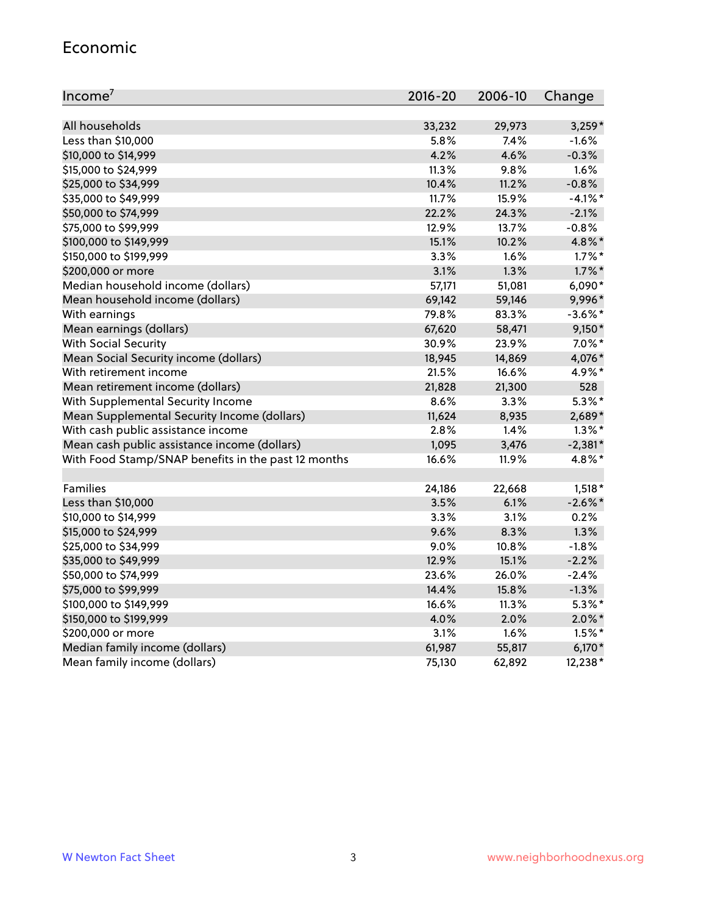## Economic

| Income[7] | 2016-20 | 2006-10 | Change |
|---|---|---|---|
| All households | 33,232 | 29,973 | 3,259* |
| Less than $10,000 | 5.8% | 7.4% | -1.6% |
| $10,000 to $14,999 | 4.2% | 4.6% | -0.3% |
| $15,000 to $24,999 | 11.3% | 9.8% | 1.6% |
| $25,000 to $34,999 | 10.4% | 11.2% | -0.8% |
| $35,000 to $49,999 | 11.7% | 15.9% | -4.1%* |
| $50,000 to $74,999 | 22.2% | 24.3% | -2.1% |
| $75,000 to $99,999 | 12.9% | 13.7% | -0.8% |
| $100,000 to $149,999 | 15.1% | 10.2% | 4.8%* |
| $150,000 to $199,999 | 3.3% | 1.6% | 1.7%* |
| $200,000 or more | 3.1% | 1.3% | 1.7%* |
| Median household income (dollars) | 57,171 | 51,081 | 6,090* |
| Mean household income (dollars) | 69,142 | 59,146 | 9,996* |
| With earnings | 79.8% | 83.3% | -3.6%* |
| Mean earnings (dollars) | 67,620 | 58,471 | 9,150* |
| With Social Security | 30.9% | 23.9% | 7.0%* |
| Mean Social Security income (dollars) | 18,945 | 14,869 | 4,076* |
| With retirement income | 21.5% | 16.6% | 4.9%* |
| Mean retirement income (dollars) | 21,828 | 21,300 | 528 |
| With Supplemental Security Income | 8.6% | 3.3% | 5.3%* |
| Mean Supplemental Security Income (dollars) | 11,624 | 8,935 | 2,689* |
| With cash public assistance income | 2.8% | 1.4% | 1.3%* |
| Mean cash public assistance income (dollars) | 1,095 | 3,476 | -2,381* |
| With Food Stamp/SNAP benefits in the past 12 months | 16.6% | 11.9% | 4.8%* |
| | | | |
| Families | 24,186 | 22,668 | 1,518* |
| Less than $10,000 | 3.5% | 6.1% | -2.6%* |
| $10,000 to $14,999 | 3.3% | 3.1% | 0.2% |
| $15,000 to $24,999 | 9.6% | 8.3% | 1.3% |
| $25,000 to $34,999 | 9.0% | 10.8% | -1.8% |
| $35,000 to $49,999 | 12.9% | 15.1% | -2.2% |
| $50,000 to $74,999 | 23.6% | 26.0% | -2.4% |
| $75,000 to $99,999 | 14.4% | 15.8% | -1.3% |
| $100,000 to $149,999 | 16.6% | 11.3% | 5.3%* |
| $150,000 to $199,999 | 4.0% | 2.0% | 2.0%* |
| $200,000 or more | 3.1% | 1.6% | 1.5%* |
| Median family income (dollars) | 61,987 | 55,817 | 6,170* |
| Mean family income (dollars) | 75,130 | 62,892 | 12,238* |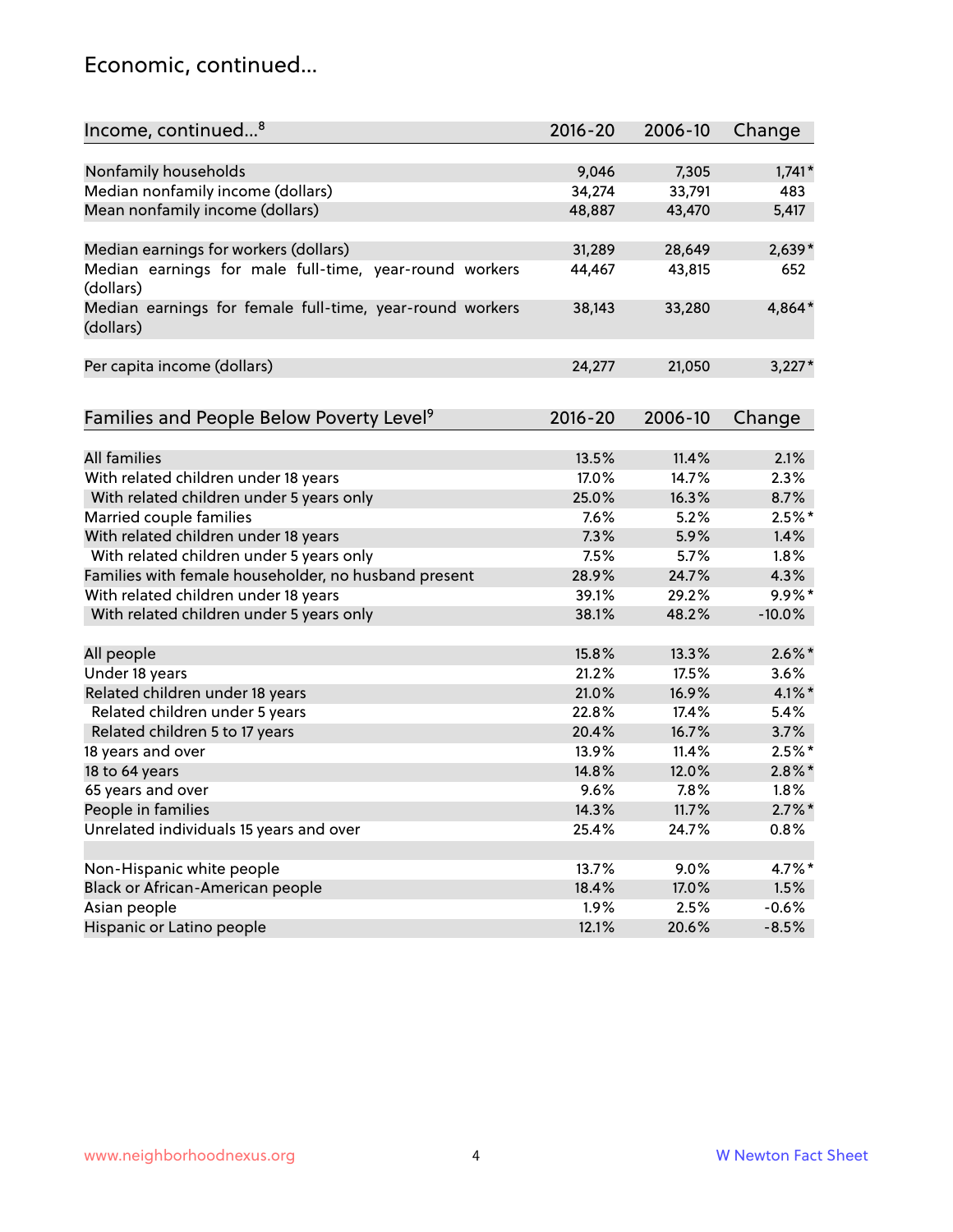# Economic, continued...

| Income, continued...[8] | 2016-20 | 2006-10 | Change |
|---|---|---|---|
| Nonfamily households | 9,046 | 7,305 | 1,741* |
| Median nonfamily income (dollars) | 34,274 | 33,791 | 483 |
| Mean nonfamily income (dollars) | 48,887 | 43,470 | 5,417 |
| Median earnings for workers (dollars) | 31,289 | 28,649 | 2,639* |
| Median earnings for male full-time, year-round workers (dollars) | 44,467 | 43,815 | 652 |
| Median earnings for female full-time, year-round workers (dollars) | 38,143 | 33,280 | 4,864* |
| Per capita income (dollars) | 24,277 | 21,050 | 3,227* |

| Families and People Below Poverty Level[9] | 2016-20 | 2006-10 | Change |
|---|---|---|---|
| All families | 13.5% | 11.4% | 2.1% |
| With related children under 18 years | 17.0% | 14.7% | 2.3% |
| With related children under 5 years only | 25.0% | 16.3% | 8.7% |
| Married couple families | 7.6% | 5.2% | 2.5%* |
| With related children under 18 years | 7.3% | 5.9% | 1.4% |
| With related children under 5 years only | 7.5% | 5.7% | 1.8% |
| Families with female householder, no husband present | 28.9% | 24.7% | 4.3% |
| With related children under 18 years | 39.1% | 29.2% | 9.9%* |
| With related children under 5 years only | 38.1% | 48.2% | -10.0% |
| All people | 15.8% | 13.3% | 2.6%* |
| Under 18 years | 21.2% | 17.5% | 3.6% |
| Related children under 18 years | 21.0% | 16.9% | 4.1%* |
| Related children under 5 years | 22.8% | 17.4% | 5.4% |
| Related children 5 to 17 years | 20.4% | 16.7% | 3.7% |
| 18 years and over | 13.9% | 11.4% | 2.5%* |
| 18 to 64 years | 14.8% | 12.0% | 2.8%* |
| 65 years and over | 9.6% | 7.8% | 1.8% |
| People in families | 14.3% | 11.7% | 2.7%* |
| Unrelated individuals 15 years and over | 25.4% | 24.7% | 0.8% |
| Non-Hispanic white people | 13.7% | 9.0% | 4.7%* |
| Black or African-American people | 18.4% | 17.0% | 1.5% |
| Asian people | 1.9% | 2.5% | -0.6% |
| Hispanic or Latino people | 12.1% | 20.6% | -8.5% |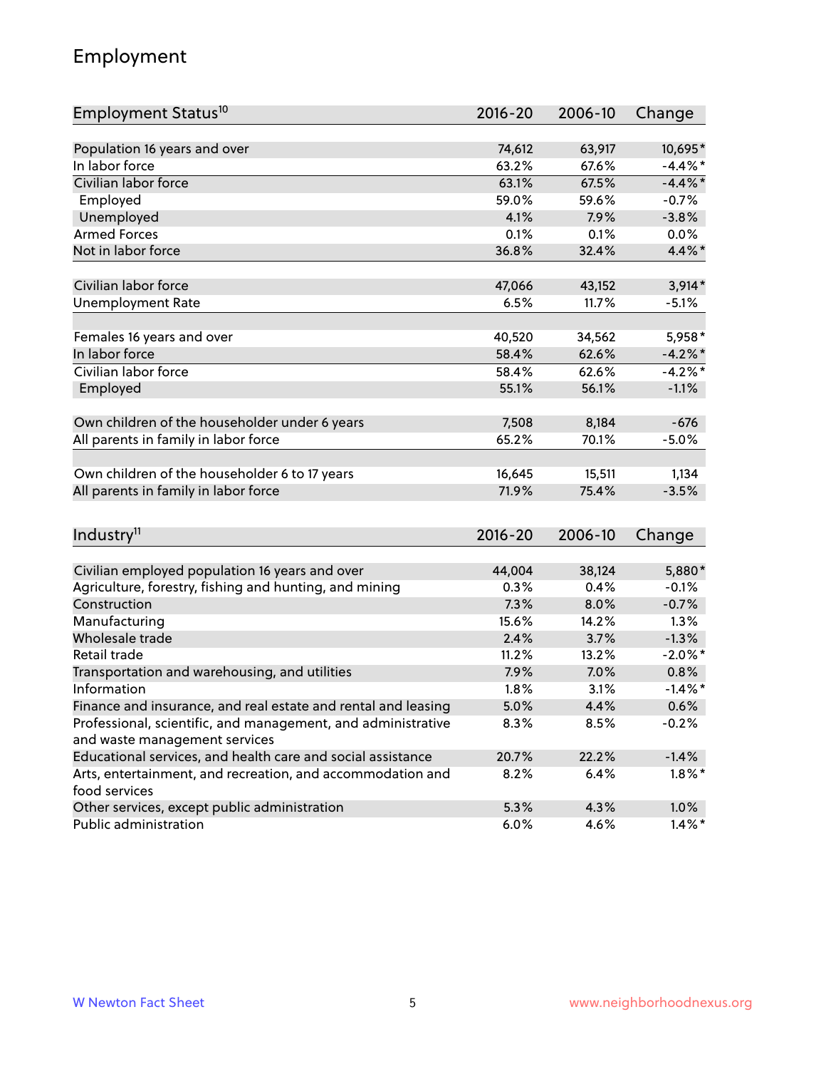## Employment

| Employment Status[10] | 2016-20 | 2006-10 | Change |
|---|---|---|---|
| Population 16 years and over | 74,612 | 63,917 | 10,695* |
| In labor force | 63.2% | 67.6% | -4.4%* |
| Civilian labor force | 63.1% | 67.5% | -4.4%* |
| Employed | 59.0% | 59.6% | -0.7% |
| Unemployed | 4.1% | 7.9% | -3.8% |
| Armed Forces | 0.1% | 0.1% | 0.0% |
| Not in labor force | 36.8% | 32.4% | 4.4%* |
| | | | |
| Civilian labor force | 47,066 | 43,152 | 3,914* |
| Unemployment Rate | 6.5% | 11.7% | -5.1% |
| | | | |
| Females 16 years and over | 40,520 | 34,562 | 5,958* |
| In labor force | 58.4% | 62.6% | -4.2%* |
| Civilian labor force | 58.4% | 62.6% | -4.2%* |
| Employed | 55.1% | 56.1% | -1.1% |
| | | | |
| Own children of the householder under 6 years | 7,508 | 8,184 | -676 |
| All parents in family in labor force | 65.2% | 70.1% | -5.0% |
| | | | |
| Own children of the householder 6 to 17 years | 16,645 | 15,511 | 1,134 |
| All parents in family in labor force | 71.9% | 75.4% | -3.5% |

| Industry[11] | 2016-20 | 2006-10 | Change |
|---|---|---|---|
| Civilian employed population 16 years and over | 44,004 | 38,124 | 5,880* |
| Agriculture, forestry, fishing and hunting, and mining | 0.3% | 0.4% | -0.1% |
| Construction | 7.3% | 8.0% | -0.7% |
| Manufacturing | 15.6% | 14.2% | 1.3% |
| Wholesale trade | 2.4% | 3.7% | -1.3% |
| Retail trade | 11.2% | 13.2% | -2.0%* |
| Transportation and warehousing, and utilities | 7.9% | 7.0% | 0.8% |
| Information | 1.8% | 3.1% | -1.4%* |
| Finance and insurance, and real estate and rental and leasing | 5.0% | 4.4% | 0.6% |
| Professional, scientific, and management, and administrative and waste management services | 8.3% | 8.5% | -0.2% |
| Educational services, and health care and social assistance | 20.7% | 22.2% | -1.4% |
| Arts, entertainment, and recreation, and accommodation and food services | 8.2% | 6.4% | 1.8%* |
| Other services, except public administration | 5.3% | 4.3% | 1.0% |
| Public administration | 6.0% | 4.6% | 1.4%* |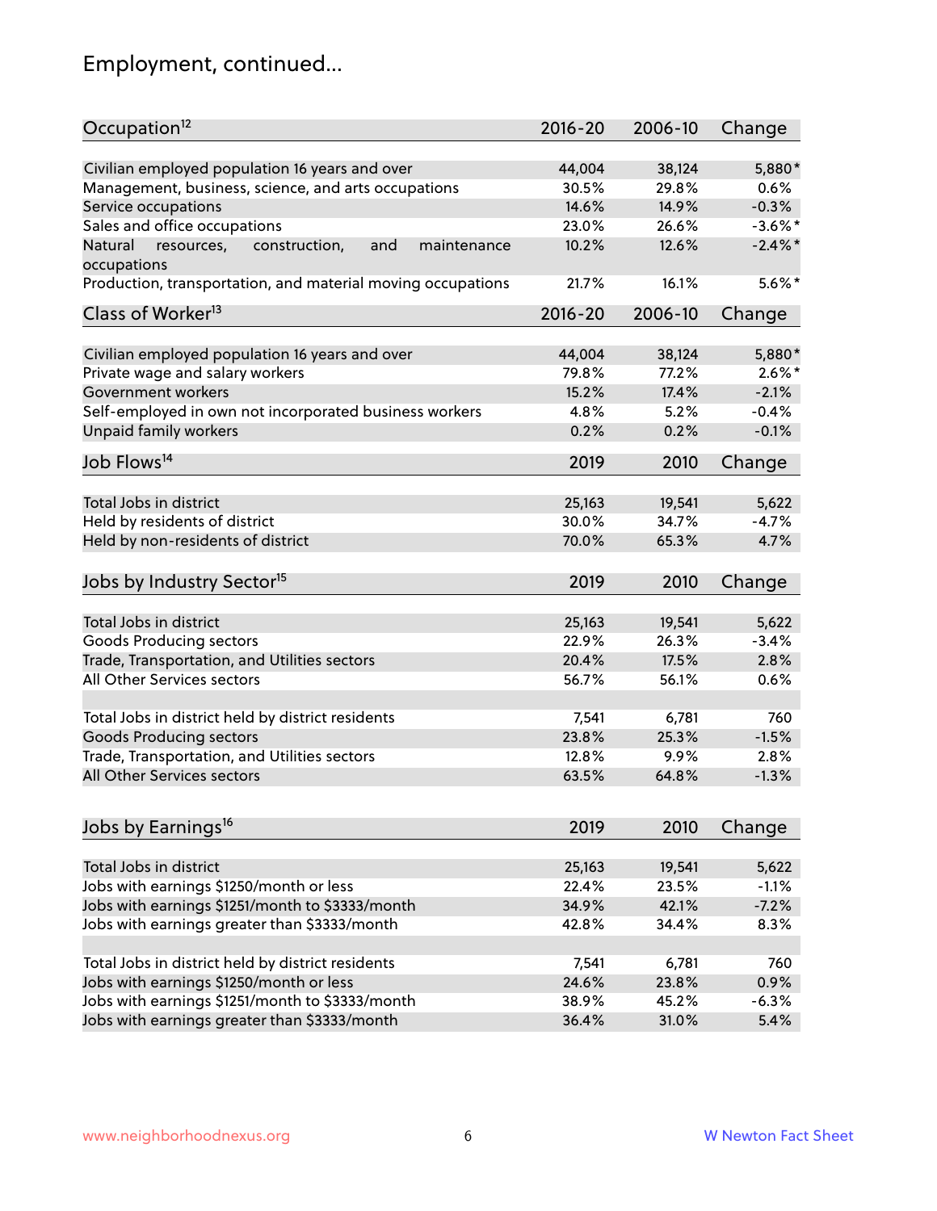## Employment, continued...

| Occupation[12] | 2016-20 | 2006-10 | Change |
|---|---|---|---|
| Civilian employed population 16 years and over | 44,004 | 38,124 | 5,880* |
| Management, business, science, and arts occupations | 30.5% | 29.8% | 0.6% |
| Service occupations | 14.6% | 14.9% | -0.3% |
| Sales and office occupations | 23.0% | 26.6% | -3.6%* |
| Natural resources, construction, and maintenance occupations | 10.2% | 12.6% | -2.4%* |
| Production, transportation, and material moving occupations | 21.7% | 16.1% | 5.6%* |

| Class of Worker[13] | 2016-20 | 2006-10 | Change |
|---|---|---|---|
| Civilian employed population 16 years and over | 44,004 | 38,124 | 5,880* |
| Private wage and salary workers | 79.8% | 77.2% | 2.6%* |
| Government workers | 15.2% | 17.4% | -2.1% |
| Self-employed in own not incorporated business workers | 4.8% | 5.2% | -0.4% |
| Unpaid family workers | 0.2% | 0.2% | -0.1% |

| Job Flows[14] | 2019 | 2010 | Change |
|---|---|---|---|
| Total Jobs in district | 25,163 | 19,541 | 5,622 |
| Held by residents of district | 30.0% | 34.7% | -4.7% |
| Held by non-residents of district | 70.0% | 65.3% | 4.7% |

| Jobs by Industry Sector[15] | 2019 | 2010 | Change |
|---|---|---|---|
| Total Jobs in district | 25,163 | 19,541 | 5,622 |
| Goods Producing sectors | 22.9% | 26.3% | -3.4% |
| Trade, Transportation, and Utilities sectors | 20.4% | 17.5% | 2.8% |
| All Other Services sectors | 56.7% | 56.1% | 0.6% |
| | | | |
| Total Jobs in district held by district residents | 7,541 | 6,781 | 760 |
| Goods Producing sectors | 23.8% | 25.3% | -1.5% |
| Trade, Transportation, and Utilities sectors | 12.8% | 9.9% | 2.8% |
| All Other Services sectors | 63.5% | 64.8% | -1.3% |

| Jobs by Earnings[16] | 2019 | 2010 | Change |
|---|---|---|---|
| Total Jobs in district | 25,163 | 19,541 | 5,622 |
| Jobs with earnings $1250/month or less | 22.4% | 23.5% | -1.1% |
| Jobs with earnings $1251/month to $3333/month | 34.9% | 42.1% | -7.2% |
| Jobs with earnings greater than $3333/month | 42.8% | 34.4% | 8.3% |
| | | | |
| Total Jobs in district held by district residents | 7,541 | 6,781 | 760 |
| Jobs with earnings $1250/month or less | 24.6% | 23.8% | 0.9% |
| Jobs with earnings $1251/month to $3333/month | 38.9% | 45.2% | -6.3% |
| Jobs with earnings greater than $3333/month | 36.4% | 31.0% | 5.4% |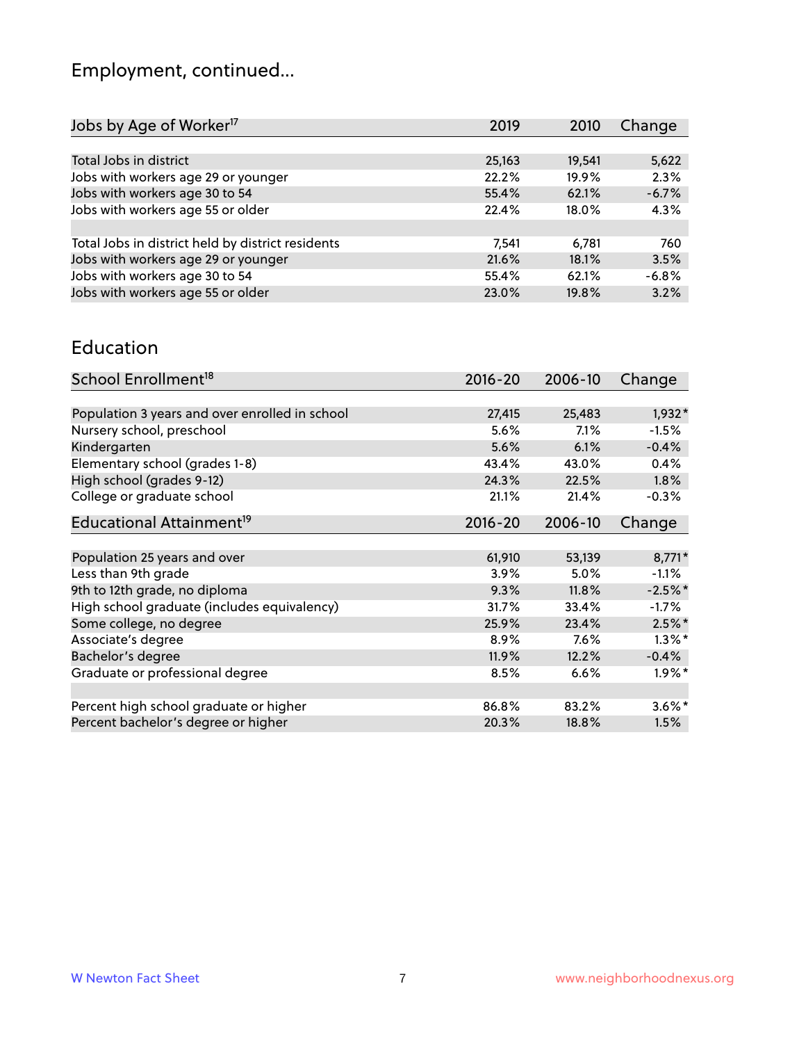# Employment, continued...

| Jobs by Age of Worker[17] | 2019 | 2010 | Change |
|---|---|---|---|
| Total Jobs in district | 25,163 | 19,541 | 5,622 |
| Jobs with workers age 29 or younger | 22.2% | 19.9% | 2.3% |
| Jobs with workers age 30 to 54 | 55.4% | 62.1% | -6.7% |
| Jobs with workers age 55 or older | 22.4% | 18.0% | 4.3% |
| | | | |
| Total Jobs in district held by district residents | 7,541 | 6,781 | 760 |
| Jobs with workers age 29 or younger | 21.6% | 18.1% | 3.5% |
| Jobs with workers age 30 to 54 | 55.4% | 62.1% | -6.8% |
| Jobs with workers age 55 or older | 23.0% | 19.8% | 3.2% |

## Education

| School Enrollment[18] | 2016-20 | 2006-10 | Change |
|---|---|---|---|
| Population 3 years and over enrolled in school | 27,415 | 25,483 | 1,932* |
| Nursery school, preschool | 5.6% | 7.1% | -1.5% |
| Kindergarten | 5.6% | 6.1% | -0.4% |
| Elementary school (grades 1-8) | 43.4% | 43.0% | 0.4% |
| High school (grades 9-12) | 24.3% | 22.5% | 1.8% |
| College or graduate school | 21.1% | 21.4% | -0.3% |

| Educational Attainment[19] | 2016-20 | 2006-10 | Change |
|---|---|---|---|
| Population 25 years and over | 61,910 | 53,139 | 8,771* |
| Less than 9th grade | 3.9% | 5.0% | -1.1% |
| 9th to 12th grade, no diploma | 9.3% | 11.8% | -2.5%* |
| High school graduate (includes equivalency) | 31.7% | 33.4% | -1.7% |
| Some college, no degree | 25.9% | 23.4% | 2.5%* |
| Associate's degree | 8.9% | 7.6% | 1.3%* |
| Bachelor's degree | 11.9% | 12.2% | -0.4% |
| Graduate or professional degree | 8.5% | 6.6% | 1.9%* |
| | | | |
| Percent high school graduate or higher | 86.8% | 83.2% | 3.6%* |
| Percent bachelor's degree or higher | 20.3% | 18.8% | 1.5% |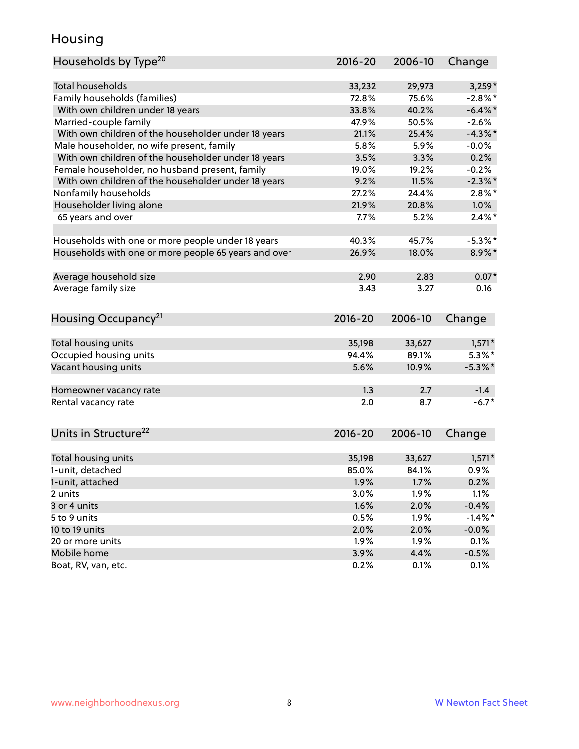## Housing

| Households by Type[20] | 2016-20 | 2006-10 | Change |
|---|---|---|---|
| Total households | 33,232 | 29,973 | 3,259* |
| Family households (families) | 72.8% | 75.6% | -2.8%* |
| With own children under 18 years | 33.8% | 40.2% | -6.4%* |
| Married-couple family | 47.9% | 50.5% | -2.6% |
| With own children of the householder under 18 years | 21.1% | 25.4% | -4.3%* |
| Male householder, no wife present, family | 5.8% | 5.9% | -0.0% |
| With own children of the householder under 18 years | 3.5% | 3.3% | 0.2% |
| Female householder, no husband present, family | 19.0% | 19.2% | -0.2% |
| With own children of the householder under 18 years | 9.2% | 11.5% | -2.3%* |
| Nonfamily households | 27.2% | 24.4% | 2.8%* |
| Householder living alone | 21.9% | 20.8% | 1.0% |
| 65 years and over | 7.7% | 5.2% | 2.4%* |
| | | | |
| Households with one or more people under 18 years | 40.3% | 45.7% | -5.3%* |
| Households with one or more people 65 years and over | 26.9% | 18.0% | 8.9%* |
| | | | |
| Average household size | 2.90 | 2.83 | 0.07* |
| Average family size | 3.43 | 3.27 | 0.16 |

| Housing Occupancy[21] | 2016-20 | 2006-10 | Change |
|---|---|---|---|
| Total housing units | 35,198 | 33,627 | 1,571* |
| Occupied housing units | 94.4% | 89.1% | 5.3%* |
| Vacant housing units | 5.6% | 10.9% | -5.3%* |
| | | | |
| Homeowner vacancy rate | 1.3 | 2.7 | -1.4 |
| Rental vacancy rate | 2.0 | 8.7 | -6.7* |

| Units in Structure[22] | 2016-20 | 2006-10 | Change |
|---|---|---|---|
| Total housing units | 35,198 | 33,627 | 1,571* |
| 1-unit, detached | 85.0% | 84.1% | 0.9% |
| 1-unit, attached | 1.9% | 1.7% | 0.2% |
| 2 units | 3.0% | 1.9% | 1.1% |
| 3 or 4 units | 1.6% | 2.0% | -0.4% |
| 5 to 9 units | 0.5% | 1.9% | -1.4%* |
| 10 to 19 units | 2.0% | 2.0% | -0.0% |
| 20 or more units | 1.9% | 1.9% | 0.1% |
| Mobile home | 3.9% | 4.4% | -0.5% |
| Boat, RV, van, etc. | 0.2% | 0.1% | 0.1% |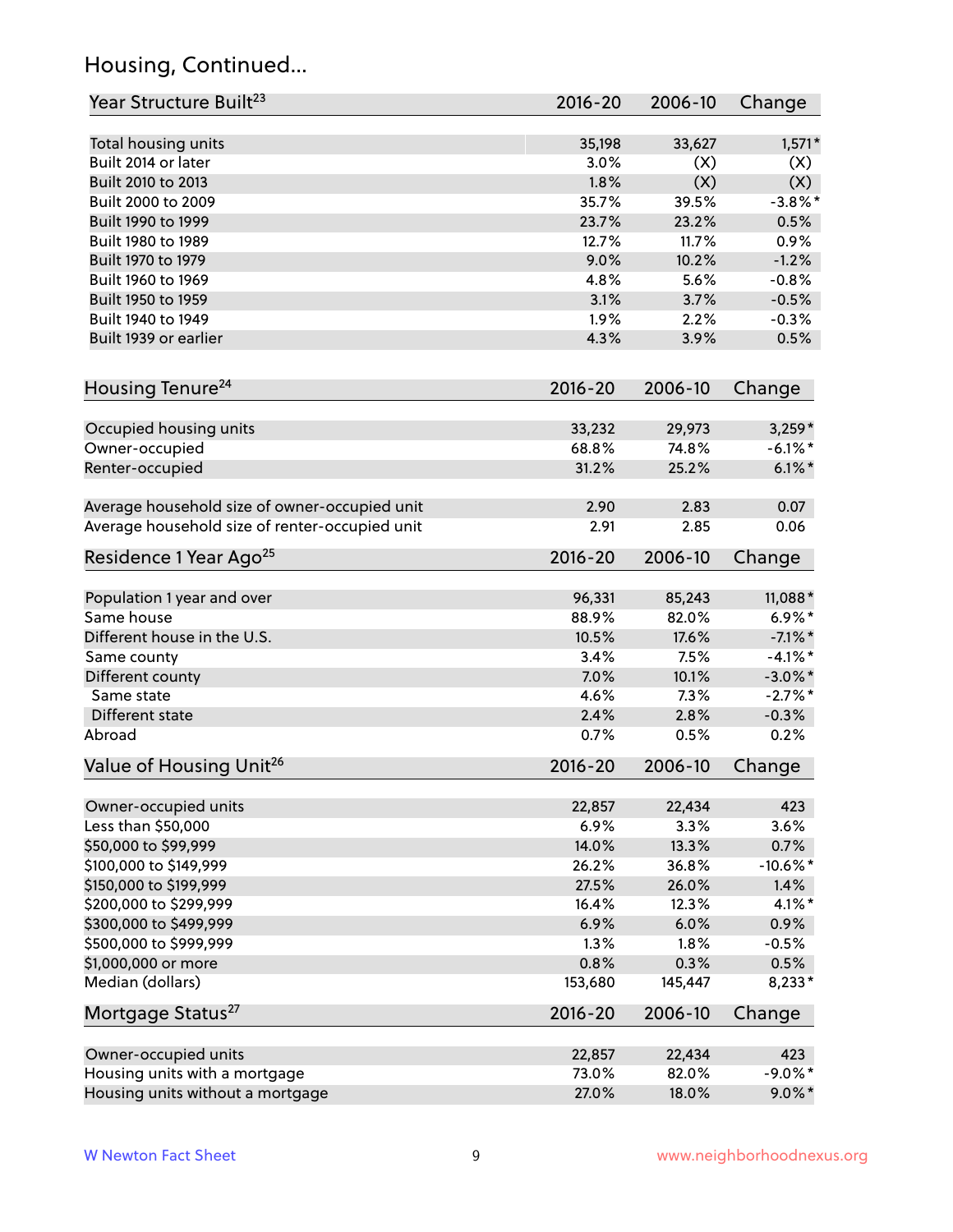## Housing, Continued...

| Year Structure Built[23] | 2016-20 | 2006-10 | Change |
|---|---|---|---|
| Total housing units | 35,198 | 33,627 | 1,571* |
| Built 2014 or later | 3.0% | (X) | (X) |
| Built 2010 to 2013 | 1.8% | (X) | (X) |
| Built 2000 to 2009 | 35.7% | 39.5% | -3.8%* |
| Built 1990 to 1999 | 23.7% | 23.2% | 0.5% |
| Built 1980 to 1989 | 12.7% | 11.7% | 0.9% |
| Built 1970 to 1979 | 9.0% | 10.2% | -1.2% |
| Built 1960 to 1969 | 4.8% | 5.6% | -0.8% |
| Built 1950 to 1959 | 3.1% | 3.7% | -0.5% |
| Built 1940 to 1949 | 1.9% | 2.2% | -0.3% |
| Built 1939 or earlier | 4.3% | 3.9% | 0.5% |

| Housing Tenure[24] | 2016-20 | 2006-10 | Change |
|---|---|---|---|
| Occupied housing units | 33,232 | 29,973 | 3,259* |
| Owner-occupied | 68.8% | 74.8% | -6.1%* |
| Renter-occupied | 31.2% | 25.2% | 6.1%* |
| Average household size of owner-occupied unit | 2.90 | 2.83 | 0.07 |
| Average household size of renter-occupied unit | 2.91 | 2.85 | 0.06 |

| Residence 1 Year Ago[25] | 2016-20 | 2006-10 | Change |
|---|---|---|---|
| Population 1 year and over | 96,331 | 85,243 | 11,088* |
| Same house | 88.9% | 82.0% | 6.9%* |
| Different house in the U.S. | 10.5% | 17.6% | -7.1%* |
| Same county | 3.4% | 7.5% | -4.1%* |
| Different county | 7.0% | 10.1% | -3.0%* |
| Same state | 4.6% | 7.3% | -2.7%* |
| Different state | 2.4% | 2.8% | -0.3% |
| Abroad | 0.7% | 0.5% | 0.2% |

| Value of Housing Unit[26] | 2016-20 | 2006-10 | Change |
|---|---|---|---|
| Owner-occupied units | 22,857 | 22,434 | 423 |
| Less than $50,000 | 6.9% | 3.3% | 3.6% |
| $50,000 to $99,999 | 14.0% | 13.3% | 0.7% |
| $100,000 to $149,999 | 26.2% | 36.8% | -10.6%* |
| $150,000 to $199,999 | 27.5% | 26.0% | 1.4% |
| $200,000 to $299,999 | 16.4% | 12.3% | 4.1%* |
| $300,000 to $499,999 | 6.9% | 6.0% | 0.9% |
| $500,000 to $999,999 | 1.3% | 1.8% | -0.5% |
| $1,000,000 or more | 0.8% | 0.3% | 0.5% |
| Median (dollars) | 153,680 | 145,447 | 8,233* |

| Mortgage Status[27] | 2016-20 | 2006-10 | Change |
|---|---|---|---|
| Owner-occupied units | 22,857 | 22,434 | 423 |
| Housing units with a mortgage | 73.0% | 82.0% | -9.0%* |
| Housing units without a mortgage | 27.0% | 18.0% | 9.0%* |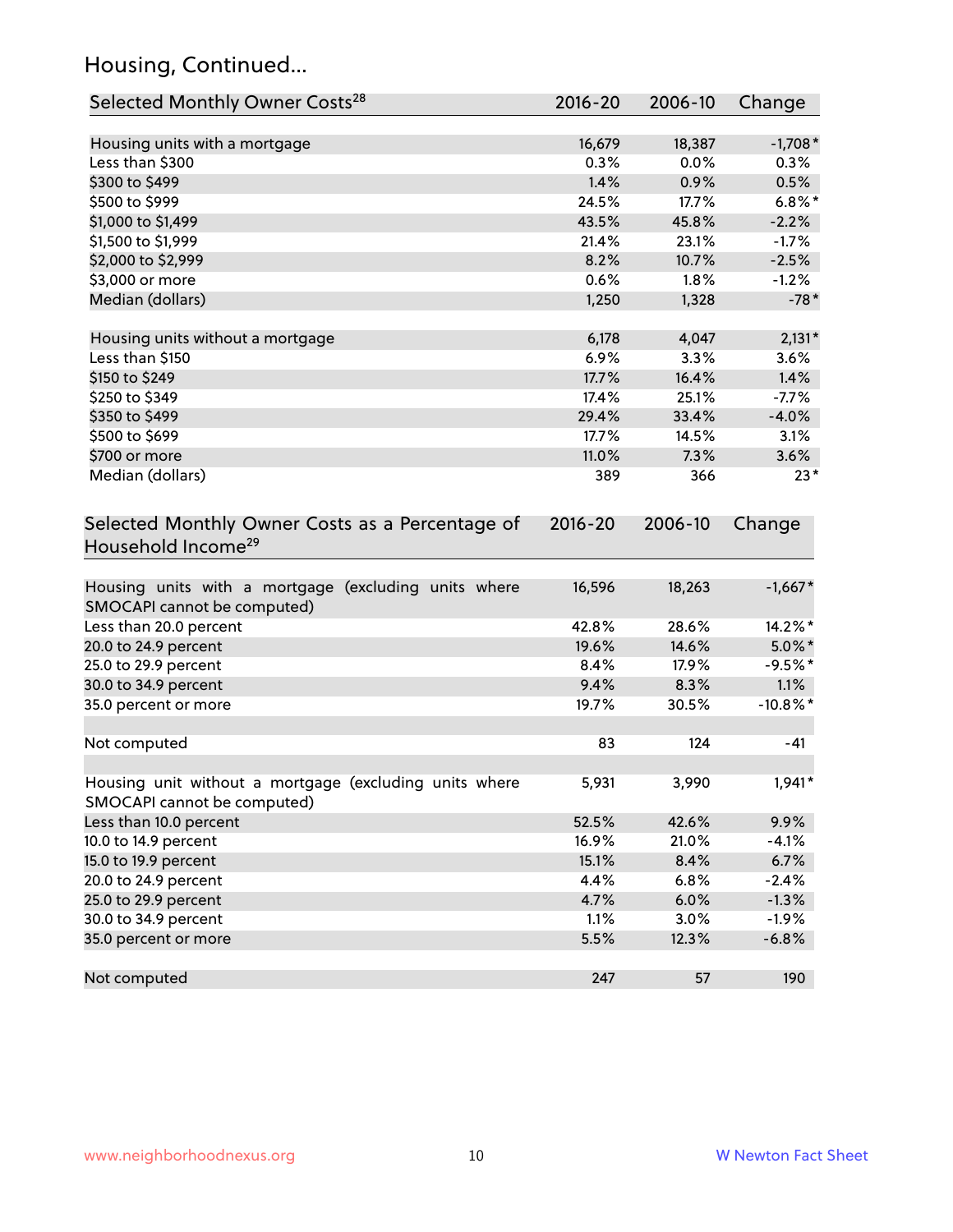## Housing, Continued...

| Selected Monthly Owner Costs[28] | 2016-20 | 2006-10 | Change |
|---|---|---|---|
| Housing units with a mortgage | 16,679 | 18,387 | -1,708* |
| Less than $300 | 0.3% | 0.0% | 0.3% |
| $300 to $499 | 1.4% | 0.9% | 0.5% |
| $500 to $999 | 24.5% | 17.7% | 6.8%* |
| $1,000 to $1,499 | 43.5% | 45.8% | -2.2% |
| $1,500 to $1,999 | 21.4% | 23.1% | -1.7% |
| $2,000 to $2,999 | 8.2% | 10.7% | -2.5% |
| $3,000 or more | 0.6% | 1.8% | -1.2% |
| Median (dollars) | 1,250 | 1,328 | -78* |
| | | | |
| Housing units without a mortgage | 6,178 | 4,047 | 2,131* |
| Less than $150 | 6.9% | 3.3% | 3.6% |
| $150 to $249 | 17.7% | 16.4% | 1.4% |
| $250 to $349 | 17.4% | 25.1% | -7.7% |
| $350 to $499 | 29.4% | 33.4% | -4.0% |
| $500 to $699 | 17.7% | 14.5% | 3.1% |
| $700 or more | 11.0% | 7.3% | 3.6% |
| Median (dollars) | 389 | 366 | 23* |

| Selected Monthly Owner Costs as a Percentage of Household Income[29] | 2016-20 | 2006-10 | Change |
|---|---|---|---|
| Housing units with a mortgage (excluding units where SMOCAPI cannot be computed) | 16,596 | 18,263 | -1,667* |
| Less than 20.0 percent | 42.8% | 28.6% | 14.2%* |
| 20.0 to 24.9 percent | 19.6% | 14.6% | 5.0%* |
| 25.0 to 29.9 percent | 8.4% | 17.9% | -9.5%* |
| 30.0 to 34.9 percent | 9.4% | 8.3% | 1.1% |
| 35.0 percent or more | 19.7% | 30.5% | -10.8%* |
| | | | |
| Not computed | 83 | 124 | -41 |
| | | | |
| Housing unit without a mortgage (excluding units where SMOCAPI cannot be computed) | 5,931 | 3,990 | 1,941* |
| Less than 10.0 percent | 52.5% | 42.6% | 9.9% |
| 10.0 to 14.9 percent | 16.9% | 21.0% | -4.1% |
| 15.0 to 19.9 percent | 15.1% | 8.4% | 6.7% |
| 20.0 to 24.9 percent | 4.4% | 6.8% | -2.4% |
| 25.0 to 29.9 percent | 4.7% | 6.0% | -1.3% |
| 30.0 to 34.9 percent | 1.1% | 3.0% | -1.9% |
| 35.0 percent or more | 5.5% | 12.3% | -6.8% |
| | | | |
| Not computed | 247 | 57 | 190 |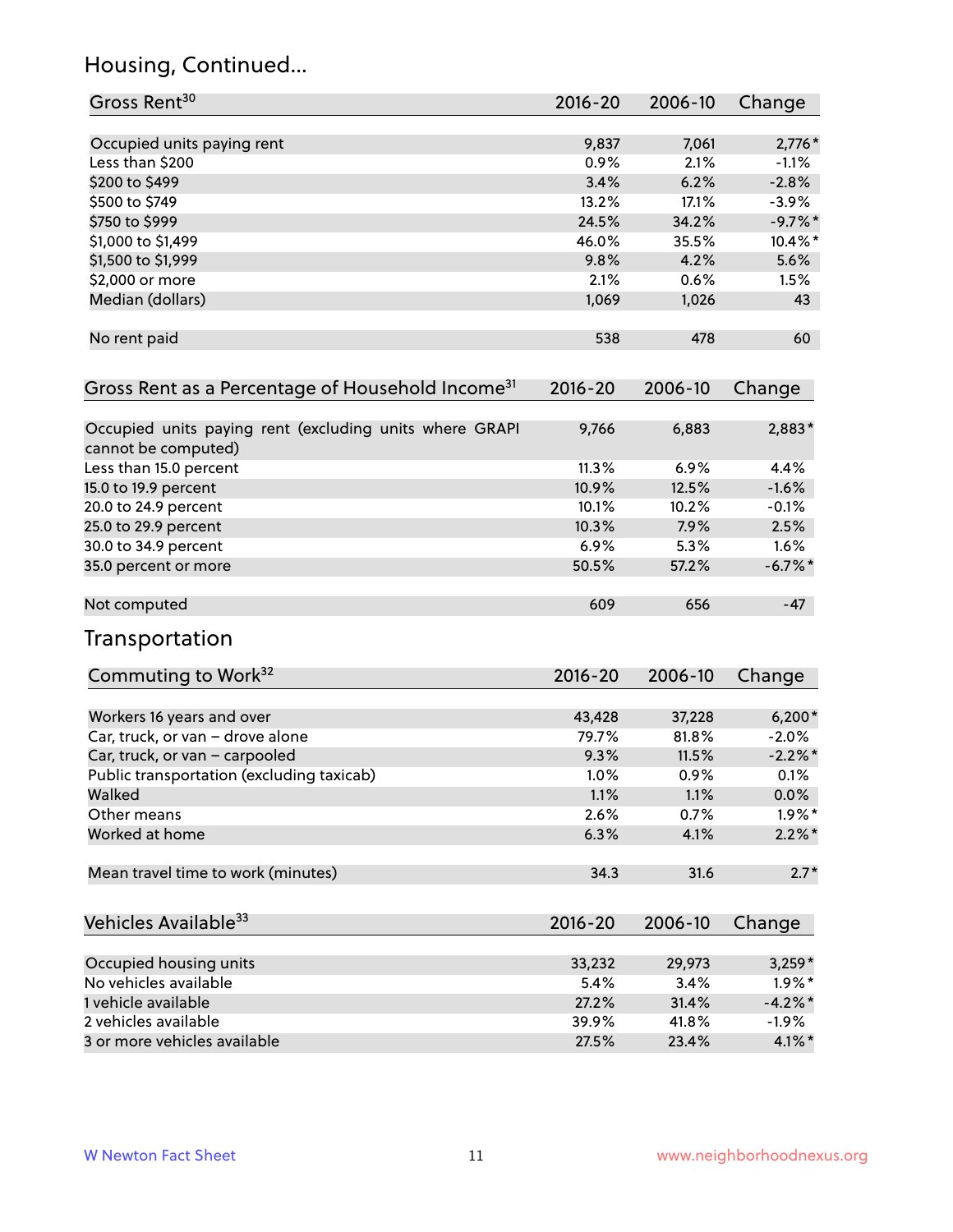## Housing, Continued...

| Gross Rent[30] | 2016-20 | 2006-10 | Change |
|---|---|---|---|
| Occupied units paying rent | 9,837 | 7,061 | 2,776* |
| Less than $200 | 0.9% | 2.1% | -1.1% |
| $200 to $499 | 3.4% | 6.2% | -2.8% |
| $500 to $749 | 13.2% | 17.1% | -3.9% |
| $750 to $999 | 24.5% | 34.2% | -9.7%* |
| $1,000 to $1,499 | 46.0% | 35.5% | 10.4%* |
| $1,500 to $1,999 | 9.8% | 4.2% | 5.6% |
| $2,000 or more | 2.1% | 0.6% | 1.5% |
| Median (dollars) | 1,069 | 1,026 | 43 |
| No rent paid | 538 | 478 | 60 |

| Gross Rent as a Percentage of Household Income[31] | 2016-20 | 2006-10 | Change |
|---|---|---|---|
| Occupied units paying rent (excluding units where GRAPI cannot be computed) | 9,766 | 6,883 | 2,883* |
| Less than 15.0 percent | 11.3% | 6.9% | 4.4% |
| 15.0 to 19.9 percent | 10.9% | 12.5% | -1.6% |
| 20.0 to 24.9 percent | 10.1% | 10.2% | -0.1% |
| 25.0 to 29.9 percent | 10.3% | 7.9% | 2.5% |
| 30.0 to 34.9 percent | 6.9% | 5.3% | 1.6% |
| 35.0 percent or more | 50.5% | 57.2% | -6.7%* |
| Not computed | 609 | 656 | -47 |

## Transportation

| Commuting to Work[32] | 2016-20 | 2006-10 | Change |
|---|---|---|---|
| Workers 16 years and over | 43,428 | 37,228 | 6,200* |
| Car, truck, or van – drove alone | 79.7% | 81.8% | -2.0% |
| Car, truck, or van – carpooled | 9.3% | 11.5% | -2.2%* |
| Public transportation (excluding taxicab) | 1.0% | 0.9% | 0.1% |
| Walked | 1.1% | 1.1% | 0.0% |
| Other means | 2.6% | 0.7% | 1.9%* |
| Worked at home | 6.3% | 4.1% | 2.2%* |
| Mean travel time to work (minutes) | 34.3 | 31.6 | 2.7* |

| Vehicles Available[33] | 2016-20 | 2006-10 | Change |
|---|---|---|---|
| Occupied housing units | 33,232 | 29,973 | 3,259* |
| No vehicles available | 5.4% | 3.4% | 1.9%* |
| 1 vehicle available | 27.2% | 31.4% | -4.2%* |
| 2 vehicles available | 39.9% | 41.8% | -1.9% |
| 3 or more vehicles available | 27.5% | 23.4% | 4.1%* |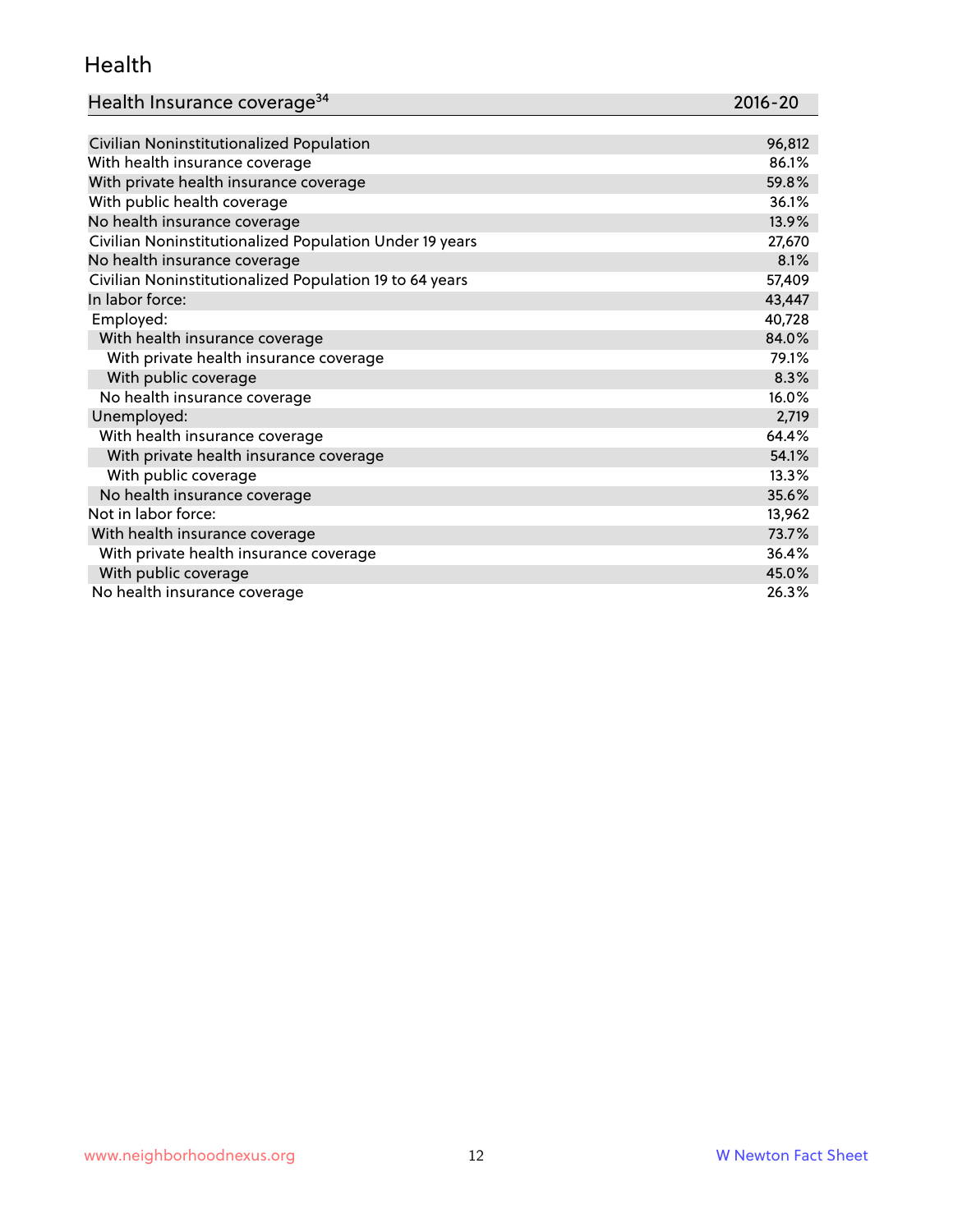## Health

| Health Insurance coverage[34] | 2016-20 |
| --- | --- |
| Civilian Noninstitutionalized Population | 96,812 |
| With health insurance coverage | 86.1% |
| With private health insurance coverage | 59.8% |
| With public health coverage | 36.1% |
| No health insurance coverage | 13.9% |
| Civilian Noninstitutionalized Population Under 19 years | 27,670 |
| No health insurance coverage | 8.1% |
| Civilian Noninstitutionalized Population 19 to 64 years | 57,409 |
| In labor force: | 43,447 |
| Employed: | 40,728 |
| With health insurance coverage | 84.0% |
| With private health insurance coverage | 79.1% |
| With public coverage | 8.3% |
| No health insurance coverage | 16.0% |
| Unemployed: | 2,719 |
| With health insurance coverage | 64.4% |
| With private health insurance coverage | 54.1% |
| With public coverage | 13.3% |
| No health insurance coverage | 35.6% |
| Not in labor force: | 13,962 |
| With health insurance coverage | 73.7% |
| With private health insurance coverage | 36.4% |
| With public coverage | 45.0% |
| No health insurance coverage | 26.3% |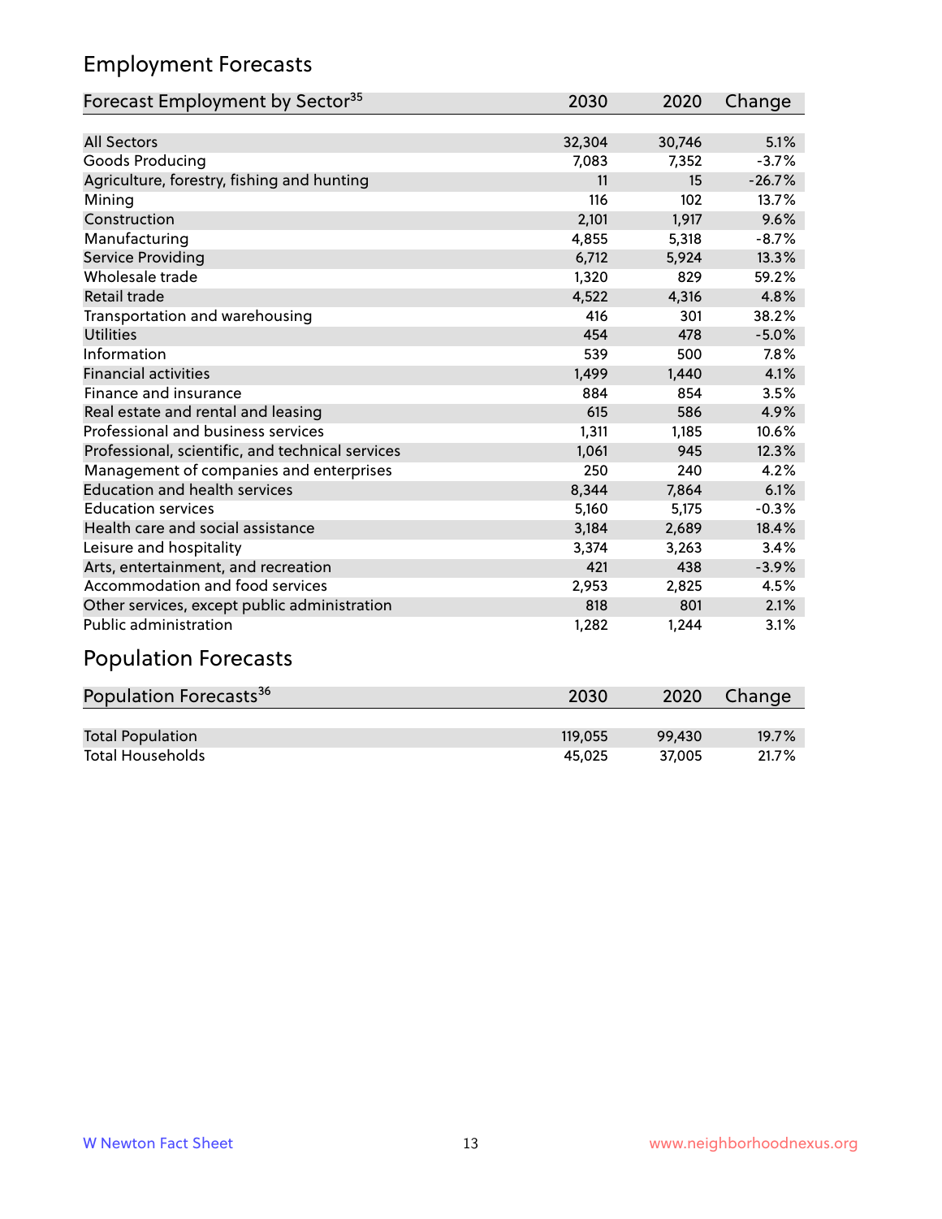## Employment Forecasts

| Forecast Employment by Sector[35] | 2030 | 2020 | Change |
|---|---|---|---|
| All Sectors | 32,304 | 30,746 | 5.1% |
| Goods Producing | 7,083 | 7,352 | -3.7% |
| Agriculture, forestry, fishing and hunting | 11 | 15 | -26.7% |
| Mining | 116 | 102 | 13.7% |
| Construction | 2,101 | 1,917 | 9.6% |
| Manufacturing | 4,855 | 5,318 | -8.7% |
| Service Providing | 6,712 | 5,924 | 13.3% |
| Wholesale trade | 1,320 | 829 | 59.2% |
| Retail trade | 4,522 | 4,316 | 4.8% |
| Transportation and warehousing | 416 | 301 | 38.2% |
| Utilities | 454 | 478 | -5.0% |
| Information | 539 | 500 | 7.8% |
| Financial activities | 1,499 | 1,440 | 4.1% |
| Finance and insurance | 884 | 854 | 3.5% |
| Real estate and rental and leasing | 615 | 586 | 4.9% |
| Professional and business services | 1,311 | 1,185 | 10.6% |
| Professional, scientific, and technical services | 1,061 | 945 | 12.3% |
| Management of companies and enterprises | 250 | 240 | 4.2% |
| Education and health services | 8,344 | 7,864 | 6.1% |
| Education services | 5,160 | 5,175 | -0.3% |
| Health care and social assistance | 3,184 | 2,689 | 18.4% |
| Leisure and hospitality | 3,374 | 3,263 | 3.4% |
| Arts, entertainment, and recreation | 421 | 438 | -3.9% |
| Accommodation and food services | 2,953 | 2,825 | 4.5% |
| Other services, except public administration | 818 | 801 | 2.1% |
| Public administration | 1,282 | 1,244 | 3.1% |

## Population Forecasts

| Population Forecasts[36] | 2030 | 2020 | Change |
|---|---|---|---|
| Total Population | 119,055 | 99,430 | 19.7% |
| Total Households | 45,025 | 37,005 | 21.7% |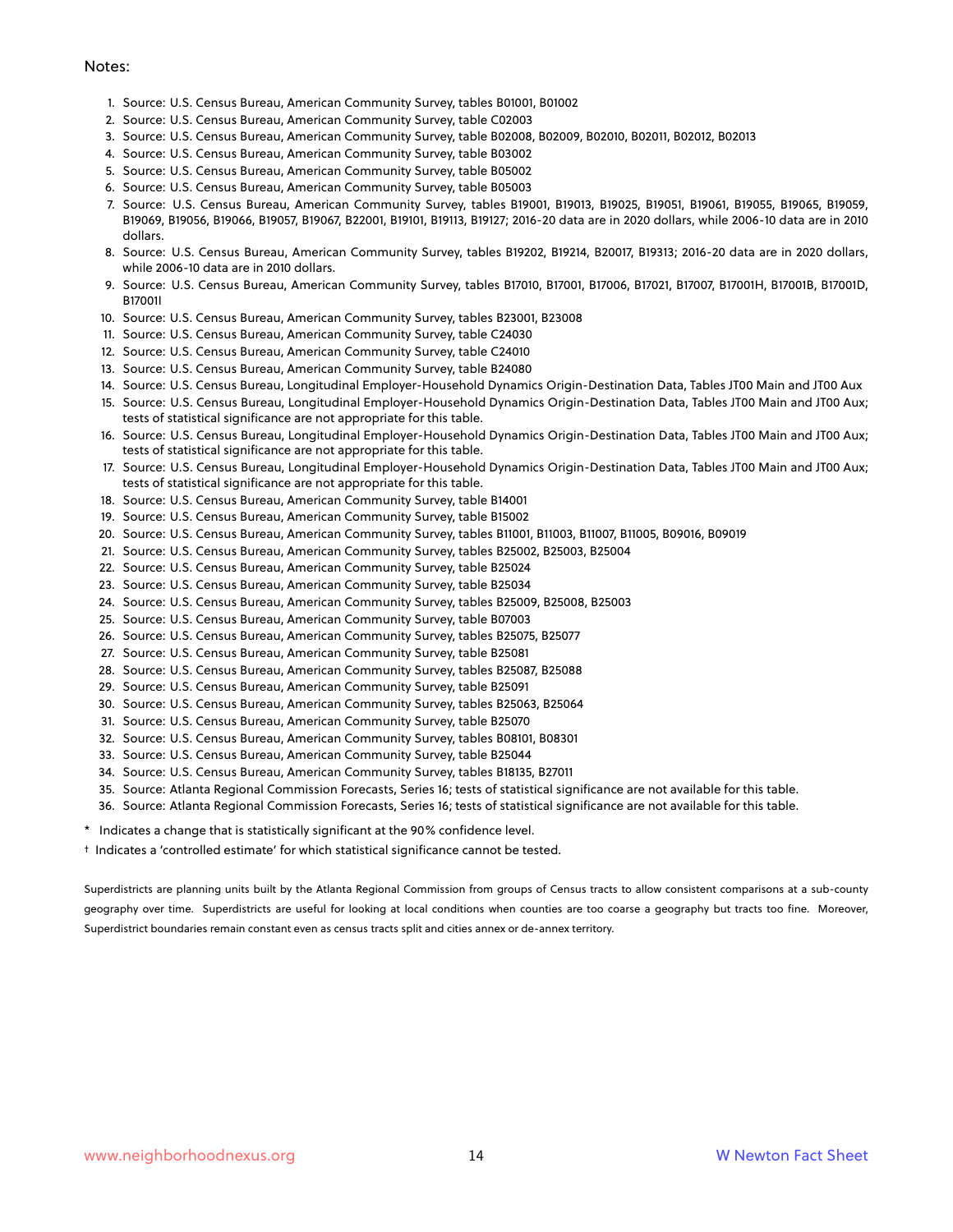Notes:

1. Source: U.S. Census Bureau, American Community Survey, tables B01001, B01002
2. Source: U.S. Census Bureau, American Community Survey, table C02003
3. Source: U.S. Census Bureau, American Community Survey, table B02008, B02009, B02010, B02011, B02012, B02013
4. Source: U.S. Census Bureau, American Community Survey, table B03002
5. Source: U.S. Census Bureau, American Community Survey, table B05002
6. Source: U.S. Census Bureau, American Community Survey, table B05003
7. Source: U.S. Census Bureau, American Community Survey, tables B19001, B19013, B19025, B19051, B19061, B19055, B19065, B19059, B19069, B19056, B19066, B19057, B19067, B22001, B19101, B19113, B19127; 2016-20 data are in 2020 dollars, while 2006-10 data are in 2010 dollars.
8. Source: U.S. Census Bureau, American Community Survey, tables B19202, B19214, B20017, B19313; 2016-20 data are in 2020 dollars, while 2006-10 data are in 2010 dollars.
9. Source: U.S. Census Bureau, American Community Survey, tables B17010, B17001, B17006, B17021, B17007, B17001H, B17001B, B17001D, B17001I
10. Source: U.S. Census Bureau, American Community Survey, tables B23001, B23008
11. Source: U.S. Census Bureau, American Community Survey, table C24030
12. Source: U.S. Census Bureau, American Community Survey, table C24010
13. Source: U.S. Census Bureau, American Community Survey, table B24080
14. Source: U.S. Census Bureau, Longitudinal Employer-Household Dynamics Origin-Destination Data, Tables JT00 Main and JT00 Aux
15. Source: U.S. Census Bureau, Longitudinal Employer-Household Dynamics Origin-Destination Data, Tables JT00 Main and JT00 Aux; tests of statistical significance are not appropriate for this table.
16. Source: U.S. Census Bureau, Longitudinal Employer-Household Dynamics Origin-Destination Data, Tables JT00 Main and JT00 Aux; tests of statistical significance are not appropriate for this table.
17. Source: U.S. Census Bureau, Longitudinal Employer-Household Dynamics Origin-Destination Data, Tables JT00 Main and JT00 Aux; tests of statistical significance are not appropriate for this table.
18. Source: U.S. Census Bureau, American Community Survey, table B14001
19. Source: U.S. Census Bureau, American Community Survey, table B15002
20. Source: U.S. Census Bureau, American Community Survey, tables B11001, B11003, B11007, B11005, B09016, B09019
21. Source: U.S. Census Bureau, American Community Survey, tables B25002, B25003, B25004
22. Source: U.S. Census Bureau, American Community Survey, table B25024
23. Source: U.S. Census Bureau, American Community Survey, table B25034
24. Source: U.S. Census Bureau, American Community Survey, tables B25009, B25008, B25003
25. Source: U.S. Census Bureau, American Community Survey, table B07003
26. Source: U.S. Census Bureau, American Community Survey, tables B25075, B25077
27. Source: U.S. Census Bureau, American Community Survey, table B25081
28. Source: U.S. Census Bureau, American Community Survey, tables B25087, B25088
29. Source: U.S. Census Bureau, American Community Survey, table B25091
30. Source: U.S. Census Bureau, American Community Survey, tables B25063, B25064
31. Source: U.S. Census Bureau, American Community Survey, table B25070
32. Source: U.S. Census Bureau, American Community Survey, tables B08101, B08301
33. Source: U.S. Census Bureau, American Community Survey, table B25044
34. Source: U.S. Census Bureau, American Community Survey, tables B18135, B27011
35. Source: Atlanta Regional Commission Forecasts, Series 16; tests of statistical significance are not available for this table.
36. Source: Atlanta Regional Commission Forecasts, Series 16; tests of statistical significance are not available for this table.

\* Indicates a change that is statistically significant at the 90% confidence level.

† Indicates a 'controlled estimate' for which statistical significance cannot be tested.

Superdistricts are planning units built by the Atlanta Regional Commission from groups of Census tracts to allow consistent comparisons at a sub-county geography over time. Superdistricts are useful for looking at local conditions when counties are too coarse a geography but tracts too fine. Moreover, Superdistrict boundaries remain constant even as census tracts split and cities annex or de-annex territory.